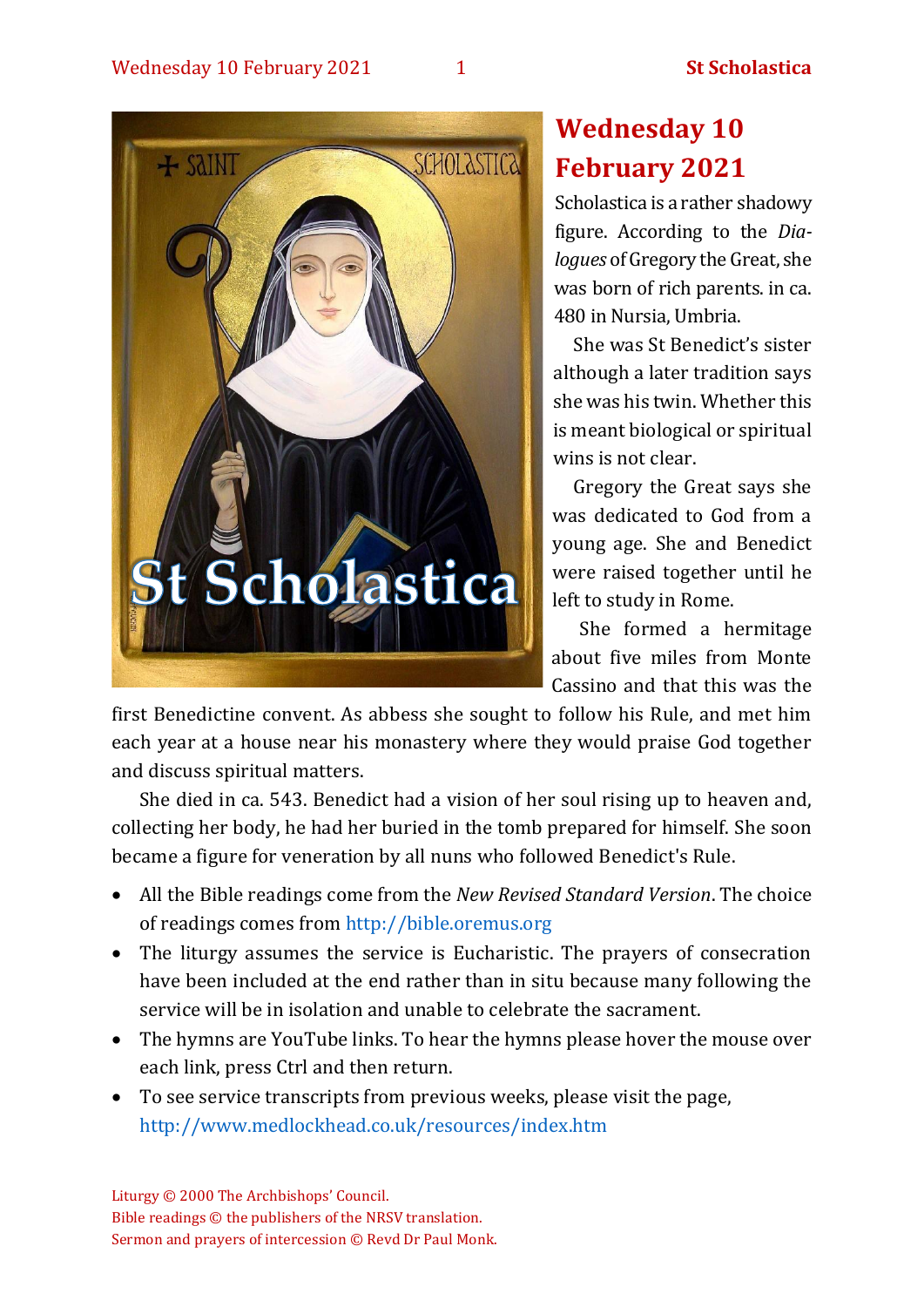# Wednesday 10 February 2021

Scholastica is a rather shadowy figure. According to the *Dialogues* of Gregory the Great, she was born of rich parents. in ca. 480 in Nursia, Umbria.

She was St Benedict's sister although a later tradition says she was his twin. Whether this is meant biological or spiritual wins is not clear.

Gregory the Great says she was dedicated to God from a young age. She and Benedict were raised together until he left to study in Rome.

She formed a hermitage about five miles from Monte Cassino and that this was the first Benedictine convent. As abbess she sought to follow his Rule, and met him each year at a house near his monastery where they would praise God together and discuss spiritual matters.

She died in ca. 543. Benedict had a vision of her soul rising up to heaven and, collecting her body, he had her buried in the tomb prepared for himself. She soon became a figure for veneration by all nuns who followed Benedict's Rule.

- All the Bible readings come from the *New Revised Standard Version*. The choice of readings comes from http://bible.oremus.org
- The liturgy assumes the service is Eucharistic. The prayers of consecration have been included at the end rather than in situ because many following the service will be in isolation and unable to celebrate the sacrament.
- The hymns are YouTube links. To hear the hymns please hover the mouse over each link, press Ctrl and then return.
- To see service transcripts from previous weeks, please visit the page, http://www.medlockhead.co.uk/resources/index.htm

Liturgy © 2000 The Archbishops' Council.
Bible readings © the publishers of the NRSV translation.
Sermon and prayers of intercession © Revd Dr Paul Monk.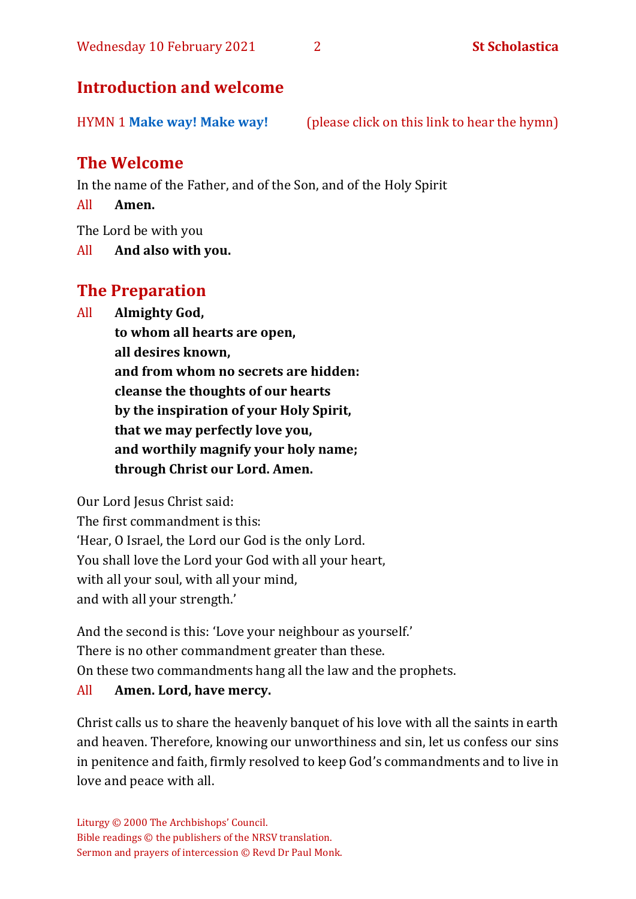## Introduction and welcome

HYMN 1 **Make way! Make way!** (please click on this link to hear the hymn)

## The Welcome

In the name of the Father, and of the Son, and of the Holy Spirit

All **Amen.**

The Lord be with you

All **And also with you.**

## The Preparation

All **Almighty God,**
**to whom all hearts are open,**
**all desires known,**
**and from whom no secrets are hidden:**
**cleanse the thoughts of our hearts**
**by the inspiration of your Holy Spirit,**
**that we may perfectly love you,**
**and worthily magnify your holy name;**
**through Christ our Lord. Amen.**

Our Lord Jesus Christ said:
The first commandment is this:
'Hear, O Israel, the Lord our God is the only Lord.
You shall love the Lord your God with all your heart,
with all your soul, with all your mind,
and with all your strength.'

And the second is this: 'Love your neighbour as yourself.'
There is no other commandment greater than these.
On these two commandments hang all the law and the prophets.

All **Amen. Lord, have mercy.**

Christ calls us to share the heavenly banquet of his love with all the saints in earth and heaven. Therefore, knowing our unworthiness and sin, let us confess our sins in penitence and faith, firmly resolved to keep God's commandments and to live in love and peace with all.

Liturgy © 2000 The Archbishops' Council.
Bible readings © the publishers of the NRSV translation.
Sermon and prayers of intercession © Revd Dr Paul Monk.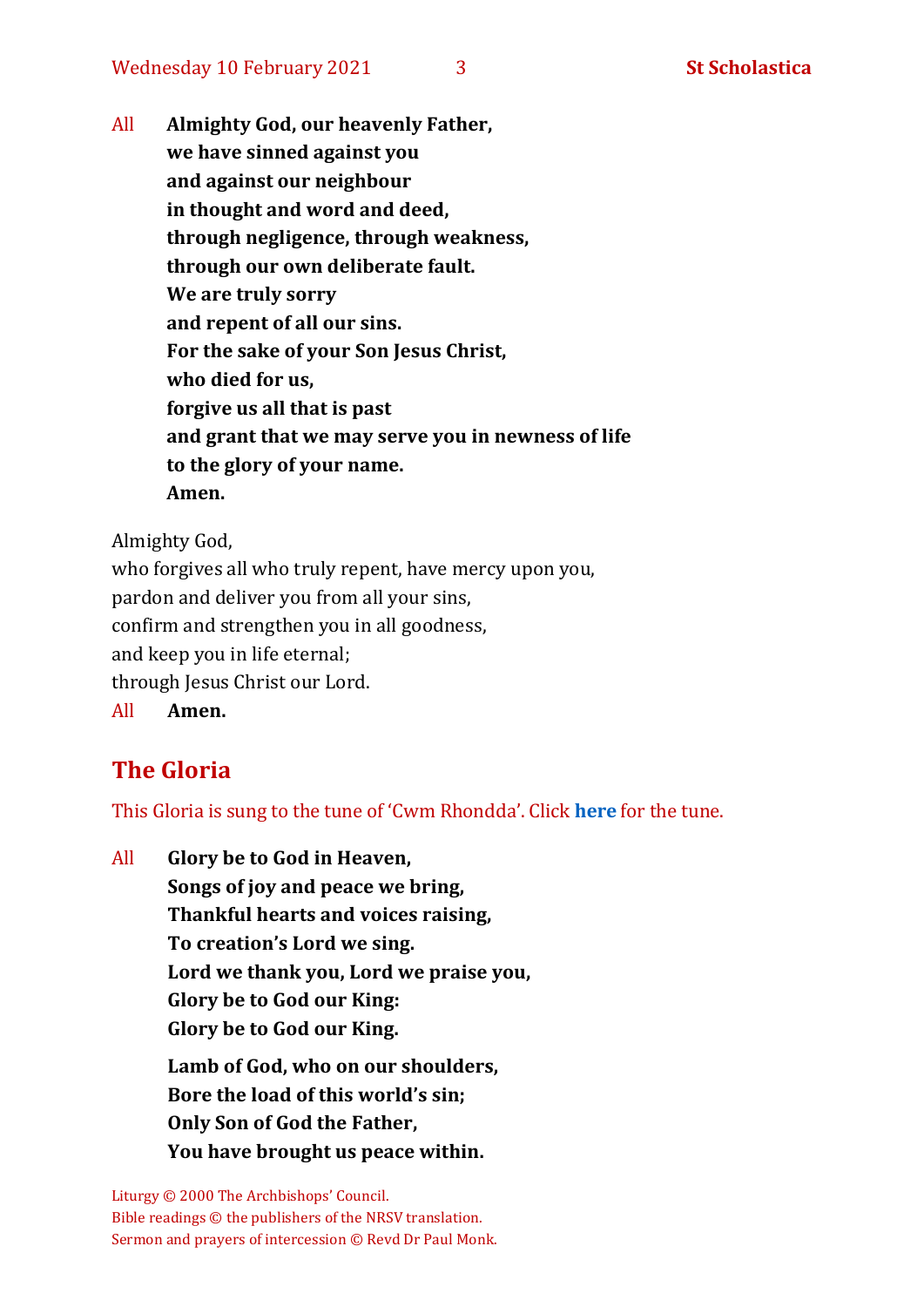All **Almighty God, our heavenly Father,**
**we have sinned against you**
**and against our neighbour**
**in thought and word and deed,**
**through negligence, through weakness,**
**through our own deliberate fault.**
**We are truly sorry**
**and repent of all our sins.**
**For the sake of your Son Jesus Christ,**
**who died for us,**
**forgive us all that is past**
**and grant that we may serve you in newness of life**
**to the glory of your name.**
**Amen.**

Almighty God,
who forgives all who truly repent, have mercy upon you,
pardon and deliver you from all your sins,
confirm and strengthen you in all goodness,
and keep you in life eternal;
through Jesus Christ our Lord.
All **Amen.**

## The Gloria

This Gloria is sung to the tune of 'Cwm Rhondda'. Click **here** for the tune.

All **Glory be to God in Heaven,**
**Songs of joy and peace we bring,**
**Thankful hearts and voices raising,**
**To creation's Lord we sing.**
**Lord we thank you, Lord we praise you,**
**Glory be to God our King:**
**Glory be to God our King.**

**Lamb of God, who on our shoulders,**
**Bore the load of this world's sin;**
**Only Son of God the Father,**
**You have brought us peace within.**

Liturgy © 2000 The Archbishops' Council.
Bible readings © the publishers of the NRSV translation.
Sermon and prayers of intercession © Revd Dr Paul Monk.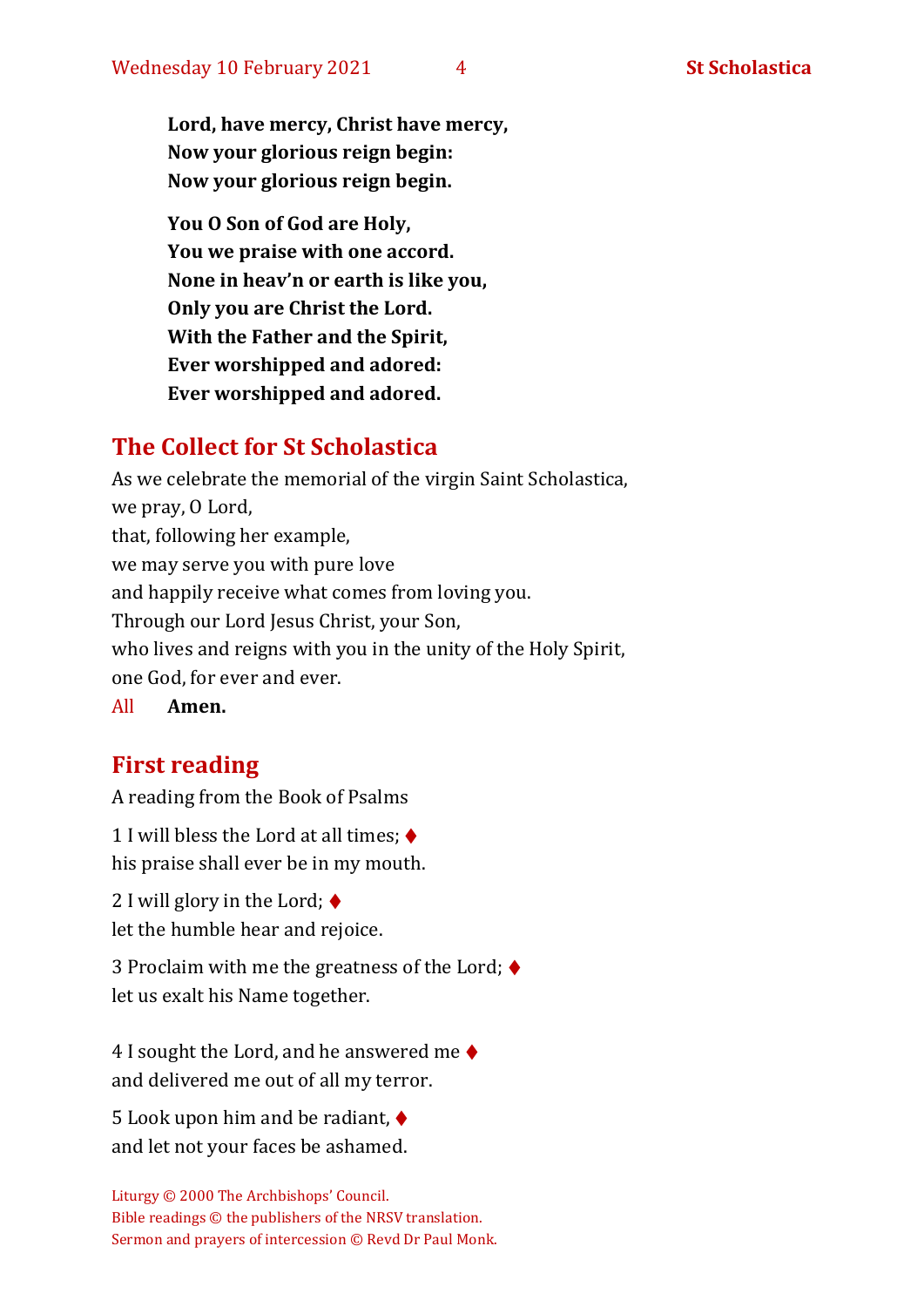**Lord, have mercy, Christ have mercy,**
**Now your glorious reign begin:**
**Now your glorious reign begin.**

**You O Son of God are Holy,**
**You we praise with one accord.**
**None in heav'n or earth is like you,**
**Only you are Christ the Lord.**
**With the Father and the Spirit,**
**Ever worshipped and adored:**
**Ever worshipped and adored.**

## The Collect for St Scholastica

As we celebrate the memorial of the virgin Saint Scholastica,
we pray, O Lord,
that, following her example,
we may serve you with pure love
and happily receive what comes from loving you.
Through our Lord Jesus Christ, your Son,
who lives and reigns with you in the unity of the Holy Spirit,
one God, for ever and ever.

All **Amen.**

## First reading

A reading from the Book of Psalms

1 I will bless the Lord at all times; ♦
his praise shall ever be in my mouth.

2 I will glory in the Lord; ♦
let the humble hear and rejoice.

3 Proclaim with me the greatness of the Lord; ♦
let us exalt his Name together.

4 I sought the Lord, and he answered me ♦
and delivered me out of all my terror.

5 Look upon him and be radiant, ♦
and let not your faces be ashamed.

Liturgy © 2000 The Archbishops' Council.
Bible readings © the publishers of the NRSV translation.
Sermon and prayers of intercession © Revd Dr Paul Monk.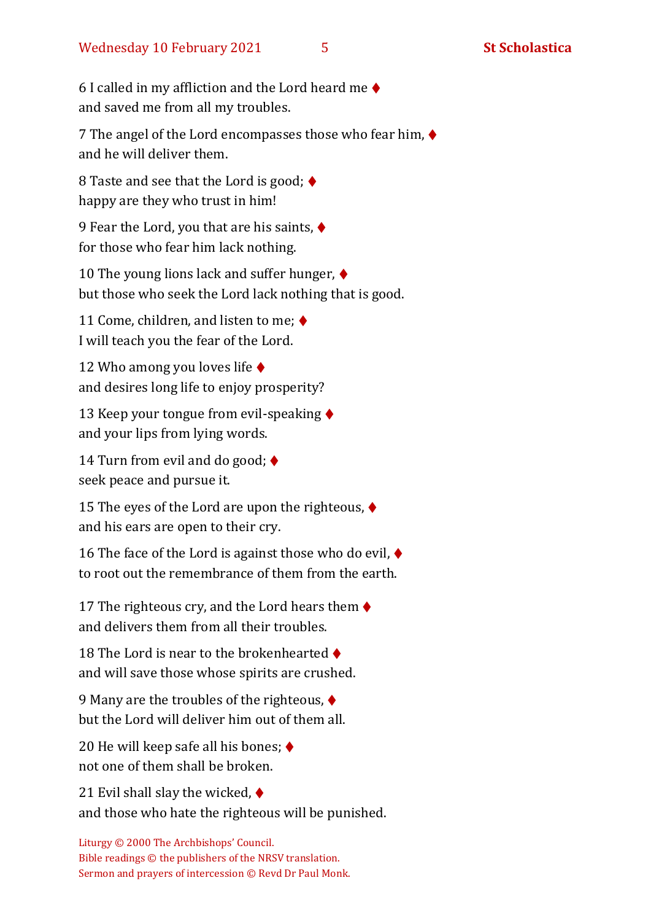6 I called in my affliction and the Lord heard me ♦
and saved me from all my troubles.

7 The angel of the Lord encompasses those who fear him, ♦
and he will deliver them.

8 Taste and see that the Lord is good; ♦
happy are they who trust in him!

9 Fear the Lord, you that are his saints, ♦
for those who fear him lack nothing.

10 The young lions lack and suffer hunger, ♦
but those who seek the Lord lack nothing that is good.

11 Come, children, and listen to me; ♦
I will teach you the fear of the Lord.

12 Who among you loves life ♦
and desires long life to enjoy prosperity?

13 Keep your tongue from evil-speaking ♦
and your lips from lying words.

14 Turn from evil and do good; ♦
seek peace and pursue it.

15 The eyes of the Lord are upon the righteous, ♦
and his ears are open to their cry.

16 The face of the Lord is against those who do evil, ♦
to root out the remembrance of them from the earth.

17 The righteous cry, and the Lord hears them ♦
and delivers them from all their troubles.

18 The Lord is near to the brokenhearted ♦
and will save those whose spirits are crushed.

9 Many are the troubles of the righteous, ♦
but the Lord will deliver him out of them all.

20 He will keep safe all his bones; ♦
not one of them shall be broken.

21 Evil shall slay the wicked, ♦
and those who hate the righteous will be punished.

Liturgy © 2000 The Archbishops' Council.
Bible readings © the publishers of the NRSV translation.
Sermon and prayers of intercession © Revd Dr Paul Monk.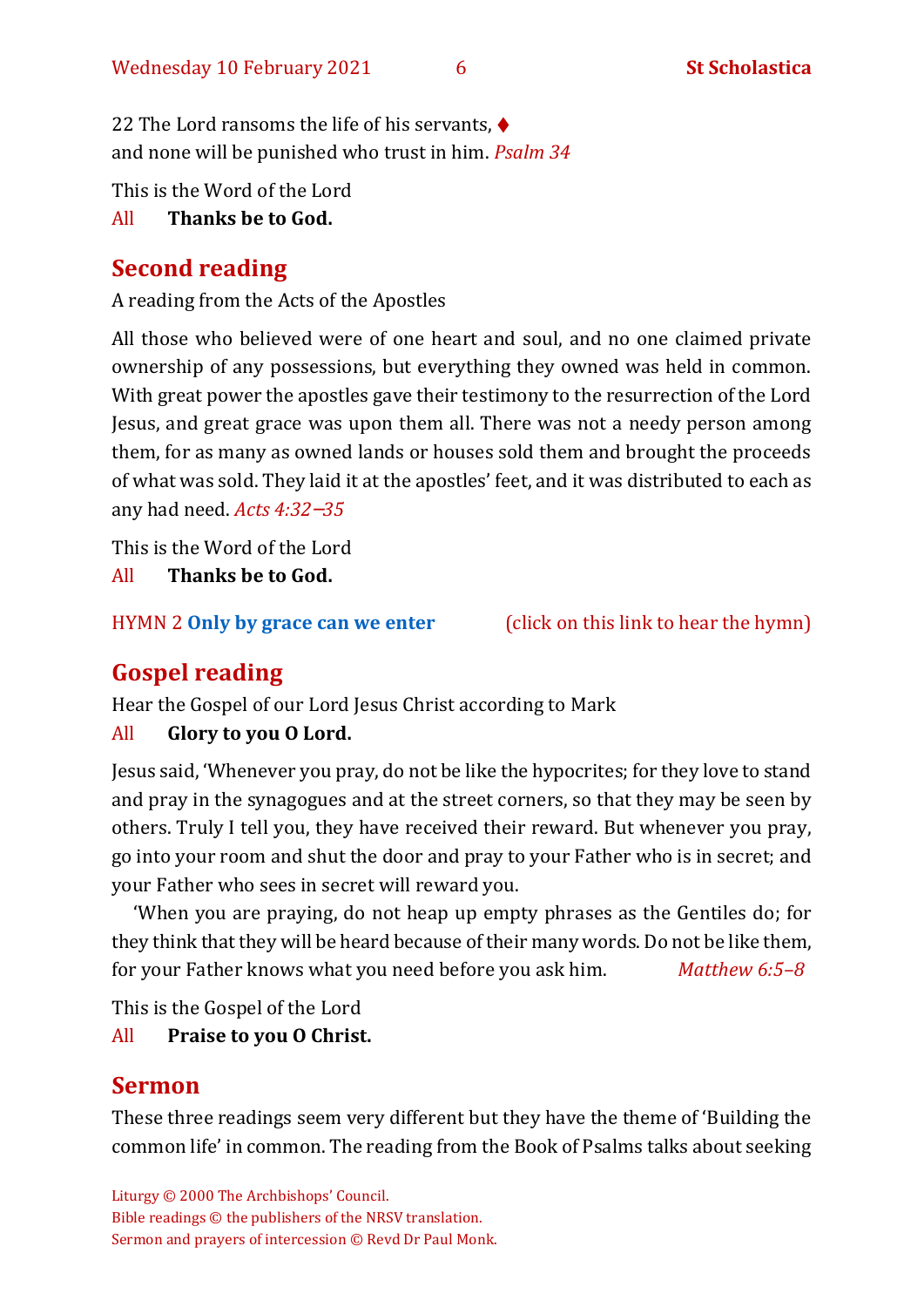22 The Lord ransoms the life of his servants, ♦
and none will be punished who trust in him. *Psalm 34*

This is the Word of the Lord
All **Thanks be to God.**

## Second reading

A reading from the Acts of the Apostles

All those who believed were of one heart and soul, and no one claimed private ownership of any possessions, but everything they owned was held in common. With great power the apostles gave their testimony to the resurrection of the Lord Jesus, and great grace was upon them all. There was not a needy person among them, for as many as owned lands or houses sold them and brought the proceeds of what was sold. They laid it at the apostles' feet, and it was distributed to each as any had need. *Acts 4:32–35*

This is the Word of the Lord
All **Thanks be to God.**

HYMN 2 **Only by grace can we enter** (click on this link to hear the hymn)

## Gospel reading

Hear the Gospel of our Lord Jesus Christ according to Mark
All **Glory to you O Lord.**

Jesus said, 'Whenever you pray, do not be like the hypocrites; for they love to stand and pray in the synagogues and at the street corners, so that they may be seen by others. Truly I tell you, they have received their reward. But whenever you pray, go into your room and shut the door and pray to your Father who is in secret; and your Father who sees in secret will reward you.

'When you are praying, do not heap up empty phrases as the Gentiles do; for they think that they will be heard because of their many words. Do not be like them, for your Father knows what you need before you ask him. *Matthew 6:5–8*

This is the Gospel of the Lord
All **Praise to you O Christ.**

## Sermon

These three readings seem very different but they have the theme of 'Building the common life' in common. The reading from the Book of Psalms talks about seeking

Liturgy © 2000 The Archbishops' Council.
Bible readings © the publishers of the NRSV translation.
Sermon and prayers of intercession © Revd Dr Paul Monk.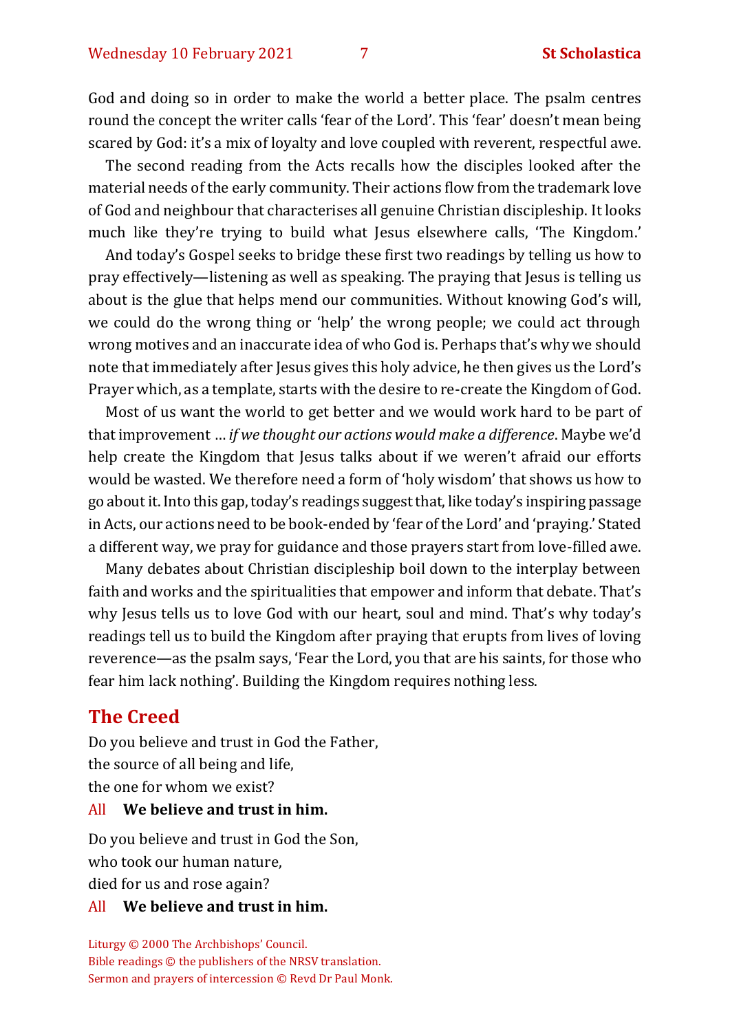God and doing so in order to make the world a better place. The psalm centres round the concept the writer calls 'fear of the Lord'. This 'fear' doesn't mean being scared by God: it's a mix of loyalty and love coupled with reverent, respectful awe.

The second reading from the Acts recalls how the disciples looked after the material needs of the early community. Their actions flow from the trademark love of God and neighbour that characterises all genuine Christian discipleship. It looks much like they're trying to build what Jesus elsewhere calls, 'The Kingdom.'

And today's Gospel seeks to bridge these first two readings by telling us how to pray effectively—listening as well as speaking. The praying that Jesus is telling us about is the glue that helps mend our communities. Without knowing God's will, we could do the wrong thing or 'help' the wrong people; we could act through wrong motives and an inaccurate idea of who God is. Perhaps that's why we should note that immediately after Jesus gives this holy advice, he then gives us the Lord's Prayer which, as a template, starts with the desire to re-create the Kingdom of God.

Most of us want the world to get better and we would work hard to be part of that improvement … *if we thought our actions would make a difference*. Maybe we'd help create the Kingdom that Jesus talks about if we weren't afraid our efforts would be wasted. We therefore need a form of 'holy wisdom' that shows us how to go about it. Into this gap, today's readings suggest that, like today's inspiring passage in Acts, our actions need to be book-ended by 'fear of the Lord' and 'praying.' Stated a different way, we pray for guidance and those prayers start from love-filled awe.

Many debates about Christian discipleship boil down to the interplay between faith and works and the spiritualities that empower and inform that debate. That's why Jesus tells us to love God with our heart, soul and mind. That's why today's readings tell us to build the Kingdom after praying that erupts from lives of loving reverence—as the psalm says, 'Fear the Lord, you that are his saints, for those who fear him lack nothing'. Building the Kingdom requires nothing less.

## The Creed

Do you believe and trust in God the Father,
the source of all being and life,
the one for whom we exist?

All **We believe and trust in him.**

Do you believe and trust in God the Son,
who took our human nature,
died for us and rose again?

All **We believe and trust in him.**

Liturgy © 2000 The Archbishops' Council.
Bible readings © the publishers of the NRSV translation.
Sermon and prayers of intercession © Revd Dr Paul Monk.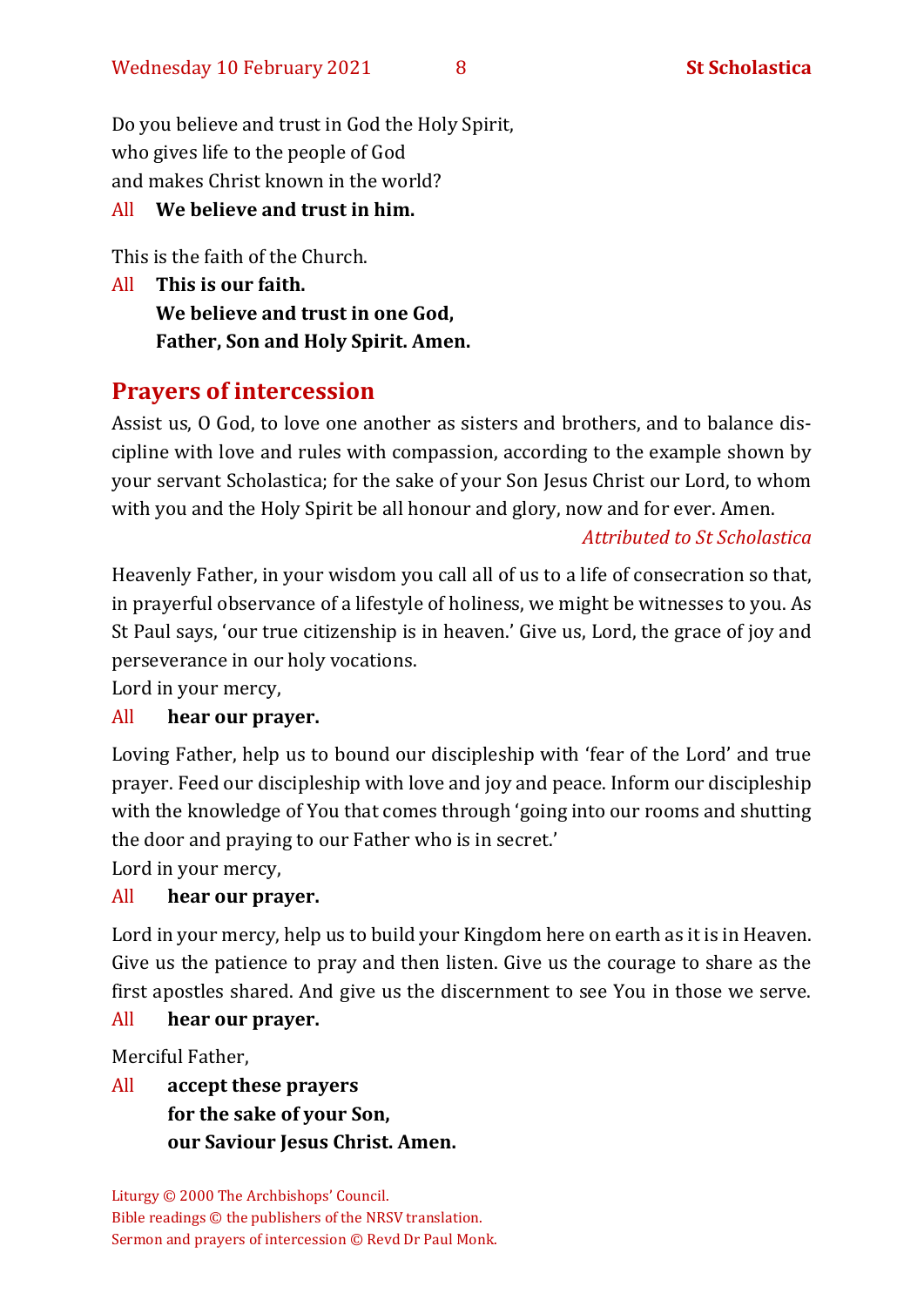Do you believe and trust in God the Holy Spirit,
who gives life to the people of God
and makes Christ known in the world?

All **We believe and trust in him.**

This is the faith of the Church.

All **This is our faith.**
**We believe and trust in one God,**
**Father, Son and Holy Spirit. Amen.**

## Prayers of intercession

Assist us, O God, to love one another as sisters and brothers, and to balance discipline with love and rules with compassion, according to the example shown by your servant Scholastica; for the sake of your Son Jesus Christ our Lord, to whom with you and the Holy Spirit be all honour and glory, now and for ever. Amen.

*Attributed to St Scholastica*

Heavenly Father, in your wisdom you call all of us to a life of consecration so that, in prayerful observance of a lifestyle of holiness, we might be witnesses to you. As St Paul says, 'our true citizenship is in heaven.' Give us, Lord, the grace of joy and perseverance in our holy vocations.
Lord in your mercy,

All **hear our prayer.**

Loving Father, help us to bound our discipleship with 'fear of the Lord' and true prayer. Feed our discipleship with love and joy and peace. Inform our discipleship with the knowledge of You that comes through 'going into our rooms and shutting the door and praying to our Father who is in secret.'
Lord in your mercy,

All **hear our prayer.**

Lord in your mercy, help us to build your Kingdom here on earth as it is in Heaven. Give us the patience to pray and then listen. Give us the courage to share as the first apostles shared. And give us the discernment to see You in those we serve.

All **hear our prayer.**

Merciful Father,

All **accept these prayers**
**for the sake of your Son,**
**our Saviour Jesus Christ. Amen.**

Liturgy © 2000 The Archbishops' Council.
Bible readings © the publishers of the NRSV translation.
Sermon and prayers of intercession © Revd Dr Paul Monk.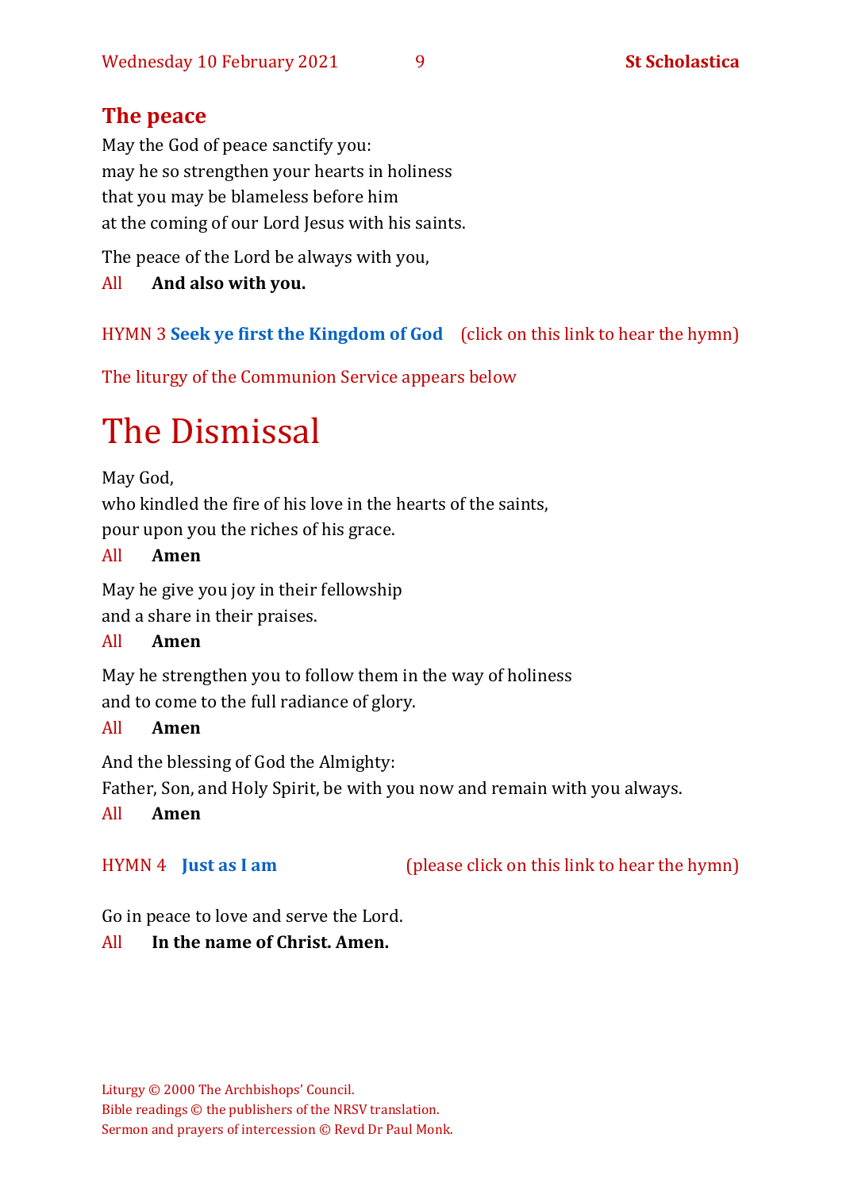## The peace

May the God of peace sanctify you:
may he so strengthen your hearts in holiness
that you may be blameless before him
at the coming of our Lord Jesus with his saints.

The peace of the Lord be always with you,

All **And also with you.**

HYMN 3 **Seek ye first the Kingdom of God** (click on this link to hear the hymn)

The liturgy of the Communion Service appears below

# The Dismissal

May God,
who kindled the fire of his love in the hearts of the saints,
pour upon you the riches of his grace.

All **Amen**

May he give you joy in their fellowship
and a share in their praises.

All **Amen**

May he strengthen you to follow them in the way of holiness
and to come to the full radiance of glory.

All **Amen**

And the blessing of God the Almighty:
Father, Son, and Holy Spirit, be with you now and remain with you always.

All **Amen**

HYMN 4 **Just as I am** (please click on this link to hear the hymn)

Go in peace to love and serve the Lord.

All **In the name of Christ. Amen.**

Liturgy © 2000 The Archbishops' Council.
Bible readings © the publishers of the NRSV translation.
Sermon and prayers of intercession © Revd Dr Paul Monk.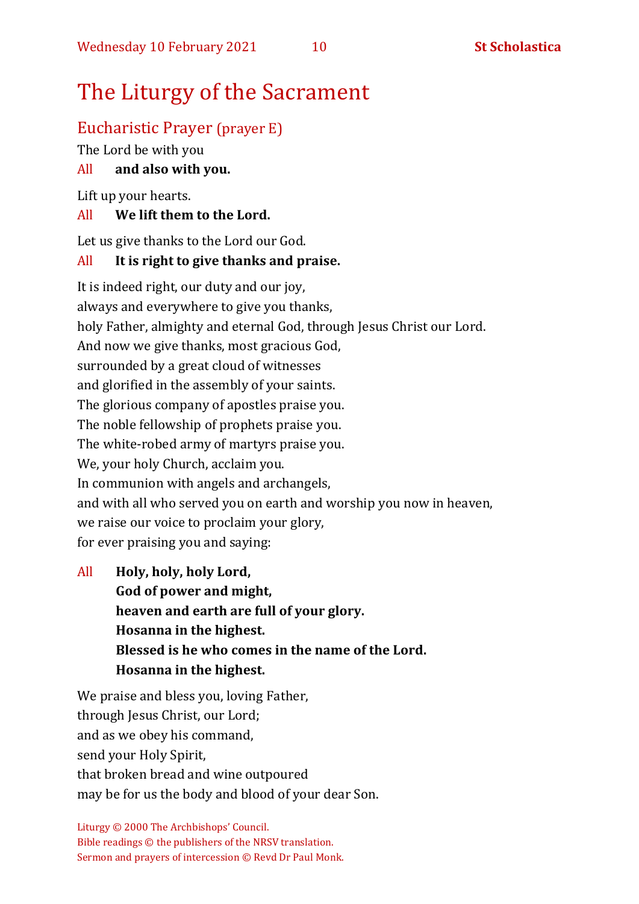# The Liturgy of the Sacrament

## Eucharistic Prayer (prayer E)

The Lord be with you

All **and also with you.**

Lift up your hearts.

All **We lift them to the Lord.**

Let us give thanks to the Lord our God.

All **It is right to give thanks and praise.**

It is indeed right, our duty and our joy,
always and everywhere to give you thanks,
holy Father, almighty and eternal God, through Jesus Christ our Lord.
And now we give thanks, most gracious God,
surrounded by a great cloud of witnesses
and glorified in the assembly of your saints.
The glorious company of apostles praise you.
The noble fellowship of prophets praise you.
The white-robed army of martyrs praise you.
We, your holy Church, acclaim you.
In communion with angels and archangels,
and with all who served you on earth and worship you now in heaven,
we raise our voice to proclaim your glory,
for ever praising you and saying:

All **Holy, holy, holy Lord,**
**God of power and might,**
**heaven and earth are full of your glory.**
**Hosanna in the highest.**
**Blessed is he who comes in the name of the Lord.**
**Hosanna in the highest.**

We praise and bless you, loving Father,
through Jesus Christ, our Lord;
and as we obey his command,
send your Holy Spirit,
that broken bread and wine outpoured
may be for us the body and blood of your dear Son.

Liturgy © 2000 The Archbishops' Council.
Bible readings © the publishers of the NRSV translation.
Sermon and prayers of intercession © Revd Dr Paul Monk.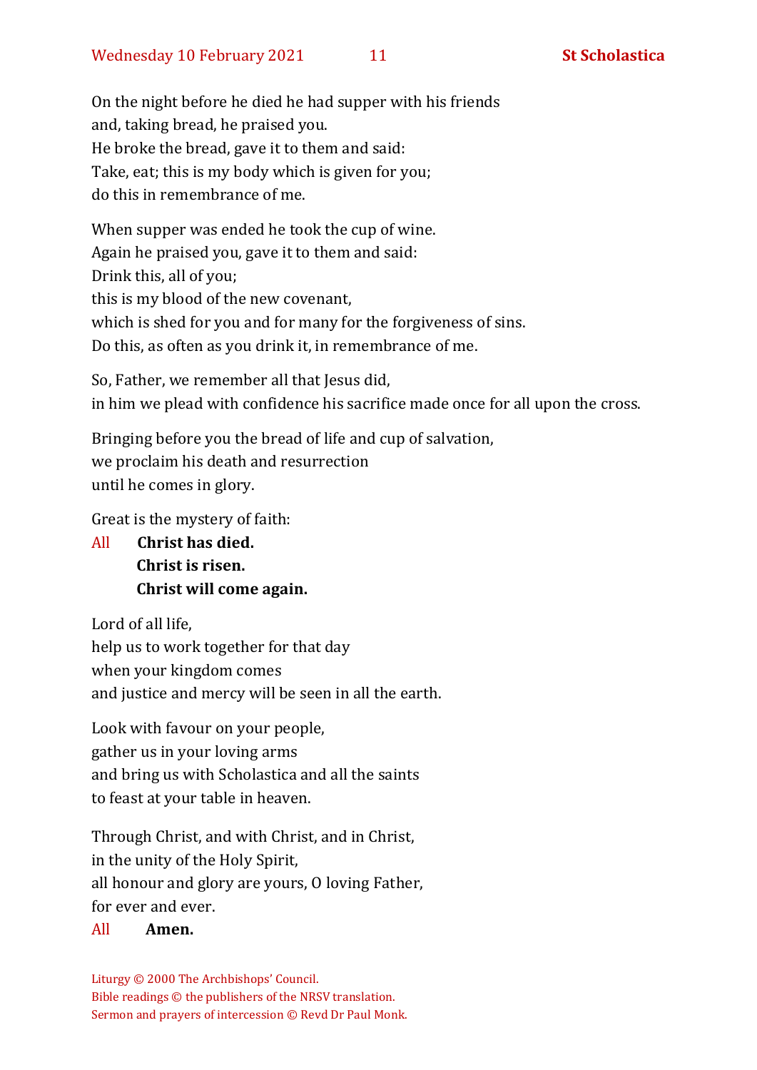On the night before he died he had supper with his friends
and, taking bread, he praised you.
He broke the bread, gave it to them and said:
Take, eat; this is my body which is given for you;
do this in remembrance of me.

When supper was ended he took the cup of wine.
Again he praised you, gave it to them and said:
Drink this, all of you;
this is my blood of the new covenant,
which is shed for you and for many for the forgiveness of sins.
Do this, as often as you drink it, in remembrance of me.

So, Father, we remember all that Jesus did,
in him we plead with confidence his sacrifice made once for all upon the cross.

Bringing before you the bread of life and cup of salvation,
we proclaim his death and resurrection
until he comes in glory.

Great is the mystery of faith:

All **Christ has died.**
**Christ is risen.**
**Christ will come again.**

Lord of all life,
help us to work together for that day
when your kingdom comes
and justice and mercy will be seen in all the earth.

Look with favour on your people,
gather us in your loving arms
and bring us with Scholastica and all the saints
to feast at your table in heaven.

Through Christ, and with Christ, and in Christ,
in the unity of the Holy Spirit,
all honour and glory are yours, O loving Father,
for ever and ever.

All **Amen.**

Liturgy © 2000 The Archbishops' Council.
Bible readings © the publishers of the NRSV translation.
Sermon and prayers of intercession © Revd Dr Paul Monk.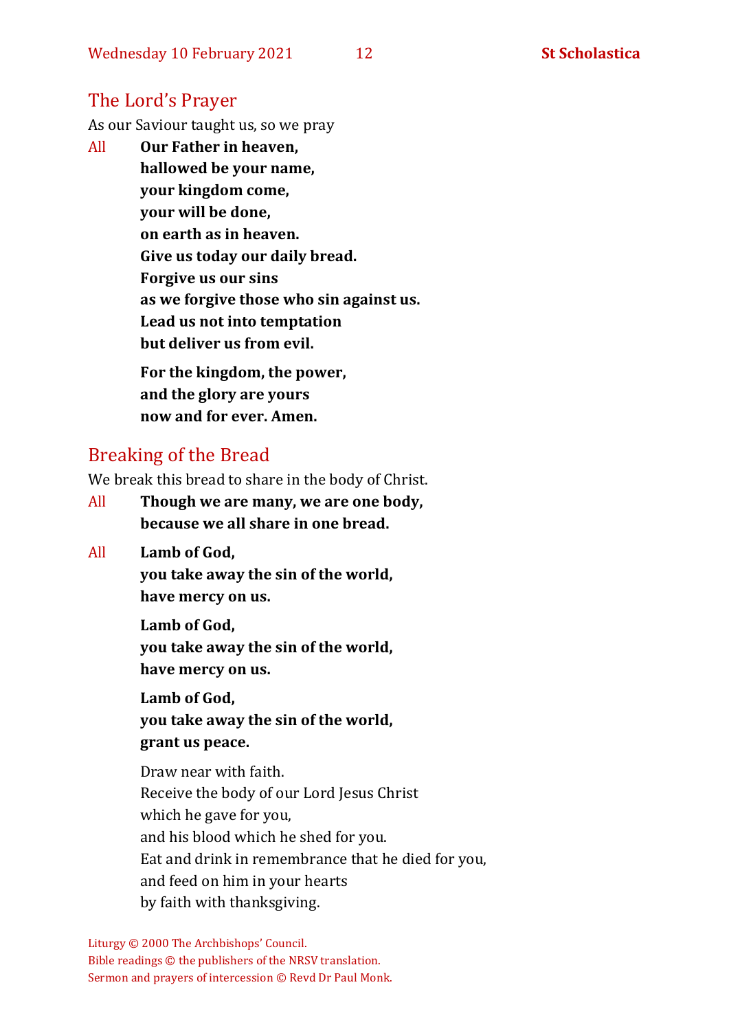## The Lord's Prayer

As our Saviour taught us, so we pray

All **Our Father in heaven,**
**hallowed be your name,**
**your kingdom come,**
**your will be done,**
**on earth as in heaven.**
**Give us today our daily bread.**
**Forgive us our sins**
**as we forgive those who sin against us.**
**Lead us not into temptation**
**but deliver us from evil.**

**For the kingdom, the power,**
**and the glory are yours**
**now and for ever. Amen.**

## Breaking of the Bread

We break this bread to share in the body of Christ.

All **Though we are many, we are one body,**
**because we all share in one bread.**

All **Lamb of God,**
**you take away the sin of the world,**
**have mercy on us.**

**Lamb of God,**
**you take away the sin of the world,**
**have mercy on us.**

**Lamb of God,**
**you take away the sin of the world,**
**grant us peace.**

Draw near with faith.
Receive the body of our Lord Jesus Christ
which he gave for you,
and his blood which he shed for you.
Eat and drink in remembrance that he died for you,
and feed on him in your hearts
by faith with thanksgiving.

Liturgy © 2000 The Archbishops' Council.
Bible readings © the publishers of the NRSV translation.
Sermon and prayers of intercession © Revd Dr Paul Monk.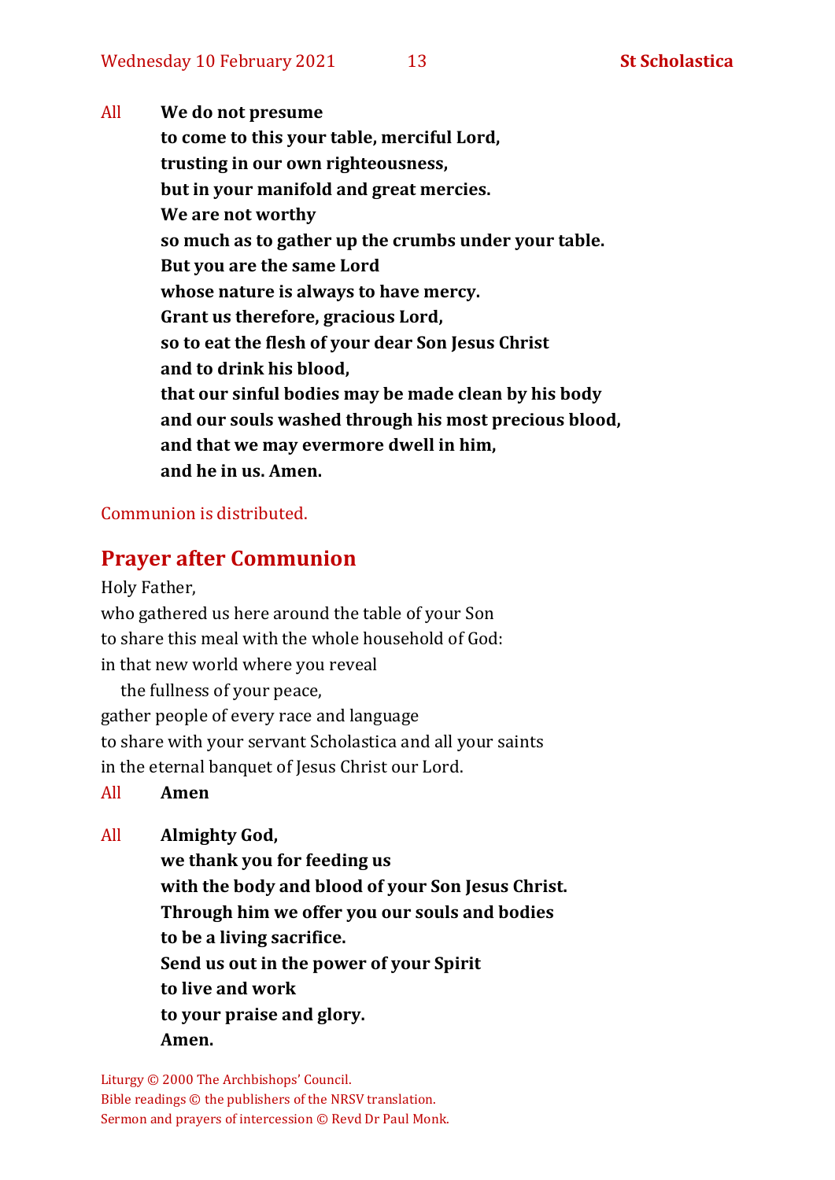All **We do not presume**
**to come to this your table, merciful Lord,**
**trusting in our own righteousness,**
**but in your manifold and great mercies.**
**We are not worthy**
**so much as to gather up the crumbs under your table.**
**But you are the same Lord**
**whose nature is always to have mercy.**
**Grant us therefore, gracious Lord,**
**so to eat the flesh of your dear Son Jesus Christ**
**and to drink his blood,**
**that our sinful bodies may be made clean by his body**
**and our souls washed through his most precious blood,**
**and that we may evermore dwell in him,**
**and he in us. Amen.**

Communion is distributed.

## Prayer after Communion

Holy Father,
who gathered us here around the table of your Son
to share this meal with the whole household of God:
in that new world where you reveal
the fullness of your peace,
gather people of every race and language
to share with your servant Scholastica and all your saints
in the eternal banquet of Jesus Christ our Lord.

All **Amen**

All **Almighty God,**
**we thank you for feeding us**
**with the body and blood of your Son Jesus Christ.**
**Through him we offer you our souls and bodies**
**to be a living sacrifice.**
**Send us out in the power of your Spirit**
**to live and work**
**to your praise and glory.**
**Amen.**

Liturgy © 2000 The Archbishops' Council.
Bible readings © the publishers of the NRSV translation.
Sermon and prayers of intercession © Revd Dr Paul Monk.